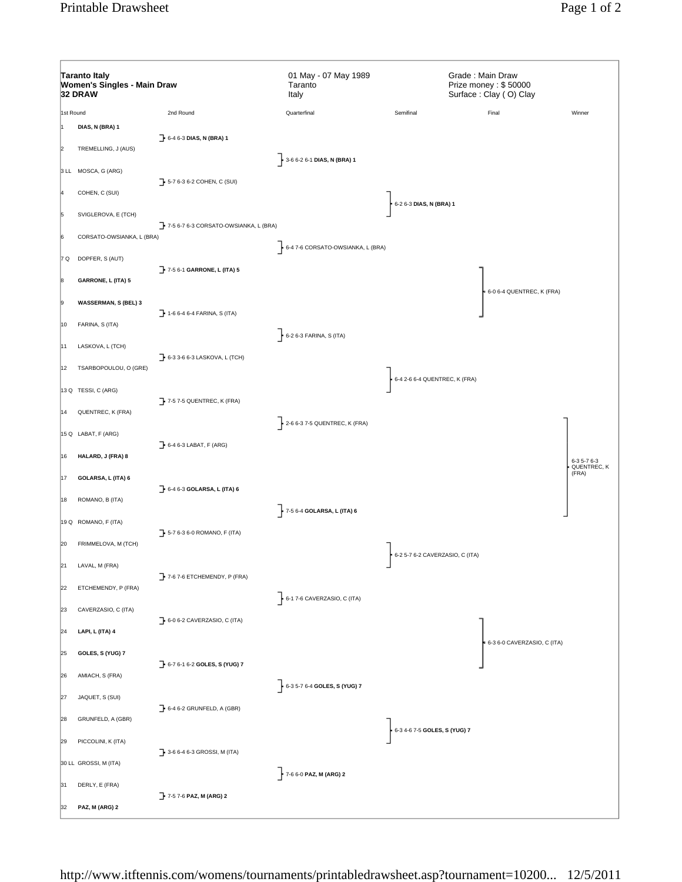**Taranto Italy**
**Women's Singles - Main Draw**
**32 DRAW**

01 May - 07 May 1989
Taranto
Italy

Grade : Main Draw
Prize money : $ 50000
Surface : Clay ( O) Clay

| 1st Round | 2nd Round | Quarterfinal | Semifinal | Final | Winner |
|---|---|---|---|---|---|
| 1 **DIAS, N (BRA) 1** | 6-4 6-3 **DIAS, N (BRA) 1** | 3-6 6-2 6-1 **DIAS, N (BRA) 1** | 6-2 6-3 **DIAS, N (BRA) 1** | 6-0 6-4 QUENTREC, K (FRA) | 6-3 5-7 6-3 QUENTREC, K (FRA) |
| 2 TREMELLING, J (AUS) | | | | | |
| 3 LL MOSCA, G (ARG) | 5-7 6-3 6-2 COHEN, C (SUI) | | | | |
| 4 COHEN, C (SUI) | | | | | |
| 5 SVIGLEROVA, E (TCH) | 7-5 6-7 6-3 CORSATO-OWSIANKA, L (BRA) | 6-4 7-6 CORSATO-OWSIANKA, L (BRA) | | | |
| 6 CORSATO-OWSIANKA, L (BRA) | | | | | |
| 7 Q DOPFER, S (AUT) | 7-5 6-1 **GARRONE, L (ITA) 5** | | | | |
| 8 **GARRONE, L (ITA) 5** | | | | | |
| 9 **WASSERMAN, S (BEL) 3** | 1-6 6-4 6-4 FARINA, S (ITA) | 6-2 6-3 FARINA, S (ITA) | 6-4 2-6 6-4 QUENTREC, K (FRA) | | |
| 10 FARINA, S (ITA) | | | | | |
| 11 LASKOVA, L (TCH) | 6-3 3-6 6-3 LASKOVA, L (TCH) | | | | |
| 12 TSARBOPOULOU, O (GRE) | | | | | |
| 13 Q TESSI, C (ARG) | 7-5 7-5 QUENTREC, K (FRA) | 2-6 6-3 7-5 QUENTREC, K (FRA) | | | |
| 14 QUENTREC, K (FRA) | | | | | |
| 15 Q LABAT, F (ARG) | 6-4 6-3 LABAT, F (ARG) | | | | |
| 16 **HALARD, J (FRA) 8** | | | | | |
| 17 **GOLARSA, L (ITA) 6** | 6-4 6-3 **GOLARSA, L (ITA) 6** | 7-5 6-4 **GOLARSA, L (ITA) 6** | 6-2 5-7 6-2 CAVERZASIO, C (ITA) | 6-3 6-0 CAVERZASIO, C (ITA) | |
| 18 ROMANO, B (ITA) | | | | | |
| 19 Q ROMANO, F (ITA) | 5-7 6-3 6-0 ROMANO, F (ITA) | | | | |
| 20 FRIMMELOVA, M (TCH) | | | | | |
| 21 LAVAL, M (FRA) | 7-6 7-6 ETCHEMENDY, P (FRA) | 6-1 7-6 CAVERZASIO, C (ITA) | | | |
| 22 ETCHEMENDY, P (FRA) | | | | | |
| 23 CAVERZASIO, C (ITA) | 6-0 6-2 CAVERZASIO, C (ITA) | | | | |
| 24 **LAPI, L (ITA) 4** | | | | | |
| 25 **GOLES, S (YUG) 7** | 6-7 6-1 6-2 **GOLES, S (YUG) 7** | 6-3 5-7 6-4 **GOLES, S (YUG) 7** | 6-3 4-6 7-5 **GOLES, S (YUG) 7** | | |
| 26 AMIACH, S (FRA) | | | | | |
| 27 JAQUET, S (SUI) | 6-4 6-2 GRUNFELD, A (GBR) | | | | |
| 28 GRUNFELD, A (GBR) | | | | | |
| 29 PICCOLINI, K (ITA) | 3-6 6-4 6-3 GROSSI, M (ITA) | 7-6 6-0 **PAZ, M (ARG) 2** | | | |
| 30 LL GROSSI, M (ITA) | | | | | |
| 31 DERLY, E (FRA) | 7-5 7-6 **PAZ, M (ARG) 2** | | | | |
| 32 **PAZ, M (ARG) 2** | | | | | |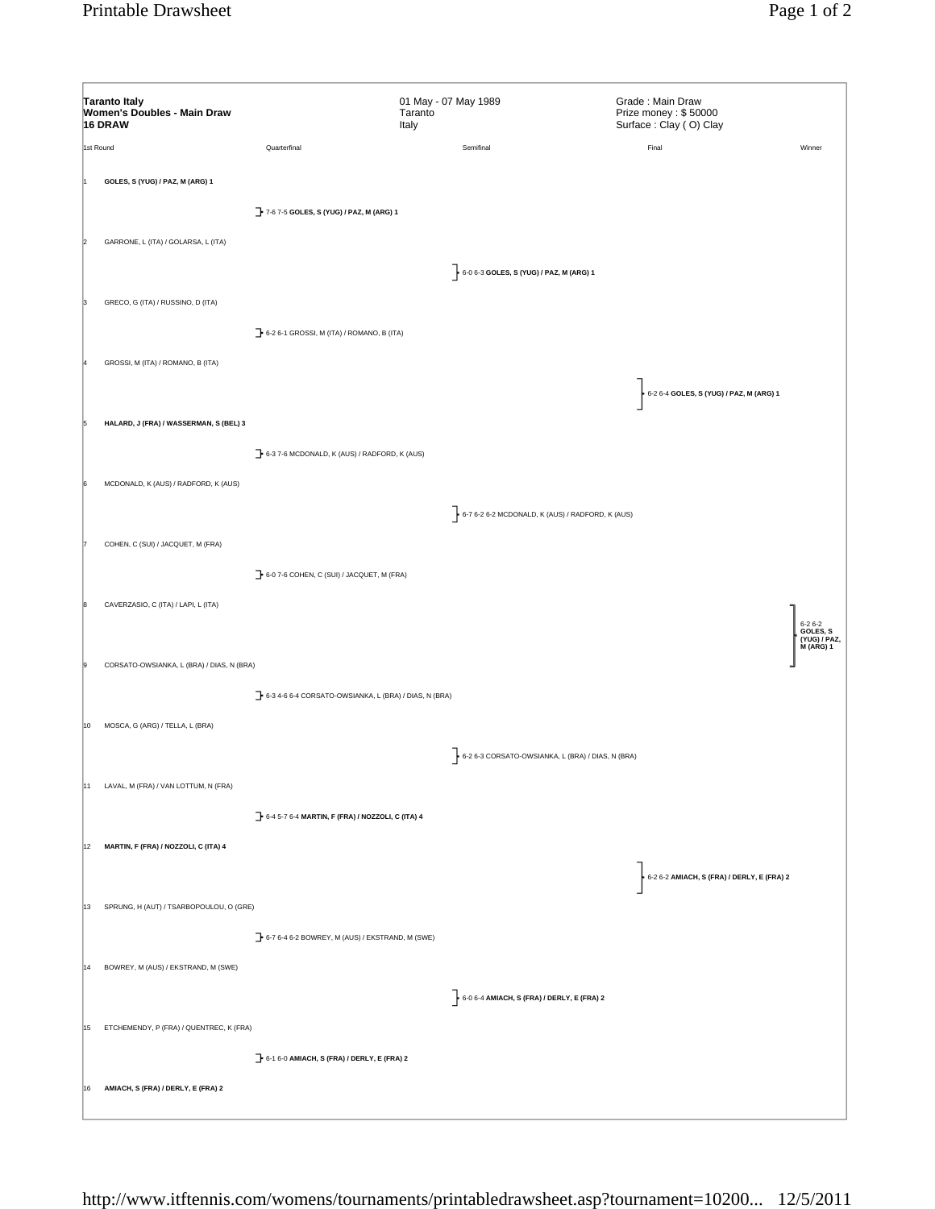**Taranto Italy**
**Women's Doubles - Main Draw**
**16 DRAW**

01 May - 07 May 1989
Taranto
Italy

Grade : Main Draw
Prize money : $ 50000
Surface : Clay ( O) Clay

| 1st Round | Quarterfinal | Semifinal | Final | Winner |
|---|---|---|---|---|
| 1 **GOLES, S (YUG) / PAZ, M (ARG) 1** | | | | |
| | 7-6 7-5 **GOLES, S (YUG) / PAZ, M (ARG) 1** | | | |
| 2 GARRONE, L (ITA) / GOLARSA, L (ITA) | | | | |
| | | 6-0 6-3 **GOLES, S (YUG) / PAZ, M (ARG) 1** | | |
| 3 GRECO, G (ITA) / RUSSINO, D (ITA) | | | | |
| | 6-2 6-1 GROSSI, M (ITA) / ROMANO, B (ITA) | | | |
| 4 GROSSI, M (ITA) / ROMANO, B (ITA) | | | | |
| | | | 6-2 6-4 **GOLES, S (YUG) / PAZ, M (ARG) 1** | |
| 5 **HALARD, J (FRA) / WASSERMAN, S (BEL) 3** | | | | |
| | 6-3 7-6 MCDONALD, K (AUS) / RADFORD, K (AUS) | | | |
| 6 MCDONALD, K (AUS) / RADFORD, K (AUS) | | | | |
| | | 6-7 6-2 6-2 MCDONALD, K (AUS) / RADFORD, K (AUS) | | |
| 7 COHEN, C (SUI) / JACQUET, M (FRA) | | | | |
| | 6-0 7-6 COHEN, C (SUI) / JACQUET, M (FRA) | | | |
| 8 CAVERZASIO, C (ITA) / LAPI, L (ITA) | | | | |
| | | | | 6-2 6-2 **GOLES, S (YUG) / PAZ, M (ARG) 1** |
| 9 CORSATO-OWSIANKA, L (BRA) / DIAS, N (BRA) | | | | |
| | 6-3 4-6 6-4 CORSATO-OWSIANKA, L (BRA) / DIAS, N (BRA) | | | |
| 10 MOSCA, G (ARG) / TELLA, L (BRA) | | | | |
| | | 6-2 6-3 CORSATO-OWSIANKA, L (BRA) / DIAS, N (BRA) | | |
| 11 LAVAL, M (FRA) / VAN LOTTUM, N (FRA) | | | | |
| | 6-4 5-7 6-4 **MARTIN, F (FRA) / NOZZOLI, C (ITA) 4** | | | |
| 12 **MARTIN, F (FRA) / NOZZOLI, C (ITA) 4** | | | | |
| | | | 6-2 6-2 **AMIACH, S (FRA) / DERLY, E (FRA) 2** | |
| 13 SPRUNG, H (AUT) / TSARBOPOULOU, O (GRE) | | | | |
| | 6-7 6-4 6-2 BOWREY, M (AUS) / EKSTRAND, M (SWE) | | | |
| 14 BOWREY, M (AUS) / EKSTRAND, M (SWE) | | | | |
| | | 6-0 6-4 **AMIACH, S (FRA) / DERLY, E (FRA) 2** | | |
| 15 ETCHEMENDY, P (FRA) / QUENTREC, K (FRA) | | | | |
| | 6-1 6-0 **AMIACH, S (FRA) / DERLY, E (FRA) 2** | | | |
| 16 **AMIACH, S (FRA) / DERLY, E (FRA) 2** | | | | |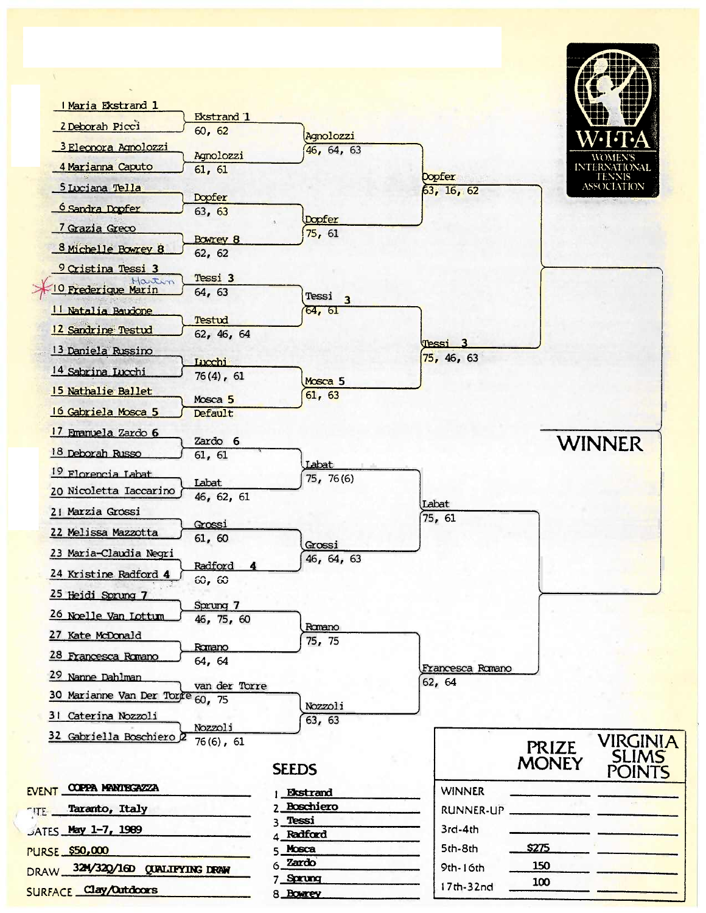W·I·T·A
WOMEN'S INTERNATIONAL TENNIS ASSOCIATION

**First Round**

1 Maria Ekstrand 1
2 Deborah Picci
3 Eleonora Agnolozzi
4 Marianna Caputo
5 Luciana Tella
6 Sandra Dopfer
7 Grazia Greco
8 Michelle Bowrey 8
9 Cristina Tessi 3
10 Frederique Marin (Martin)
11 Natalia Baudone
12 Sandrine Testud
13 Daniela Russino
14 Sabrina Lucchi
15 Nathalie Ballet
16 Gabriela Mosca 5
17 Emanuela Zardo 6
18 Deborah Russo
19 Florencia Labat
20 Nicoletta Iaccarino
21 Marzia Grossi
22 Melissa Mazzotta
23 Maria-Claudia Negri
24 Kristine Radford 4
25 Heidi Sprung 7
26 Noelle Van Lottum
27 Kate McDonald
28 Francesca Romano
29 Nanne Dahlman
30 Marianne Van Der Torre
31 Caterina Nozzoli
32 Gabriella Boschiero 2

**Second Round**

Ekstrand 1 — 60, 62
Agnolozzi — 61, 61
Dopfer — 63, 63
Bowrey 8 — 62, 62
Tessi 3 — 64, 63
Testud — 62, 46, 64
Lucchi — 76(4), 61
Mosca 5 — Default
Zardo 6 — 61, 61
Labat — 46, 62, 61
Grossi — 61, 60
Radford 4 — 60, 60
Sprung 7 — 46, 75, 60
Romano — 64, 64
van der Torre — 60, 75
Nozzoli — 76(6), 61

**Quarterfinals**

Agnolozzi — 46, 64, 63
Dopfer — 75, 61
Tessi 3 — 64, 61
Mosca 5 — 61, 63
Labat — 75, 76(6)
Grossi — 46, 64, 63
Romano — 75, 75
Nozzoli — 63, 63

**Semifinals**

Dopfer — 63, 16, 62
Tessi 3 — 75, 46, 63
Labat — 75, 61
Francesca Romano — 62, 64

**WINNER**

EVENT: COPPA MANTEGAZZA
SITE: Taranto, Italy
DATES: May 1-7, 1989
PURSE: $50,000
DRAW: 32M/32Q/16D QUALIFYING DRAW
SURFACE: Clay/Outdoors

**SEEDS**

1. Ekstrand
2. Boschiero
3. Tessi
4. Radford
5. Mosca
6. Zardo
7. Sprung
8. Bowrey

| | PRIZE MONEY | VIRGINIA SLIMS POINTS |
|---|---|---|
| WINNER | | |
| RUNNER-UP | | |
| 3rd-4th | | |
| 5th-8th | $275 | |
| 9th-16th | 150 | |
| 17th-32nd | 100 | |